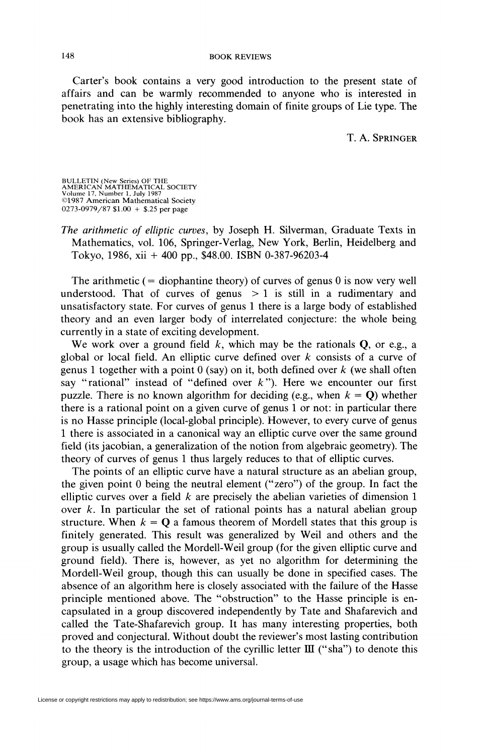Carter's book contains a very good introduction to the present state of affairs and can be warmly recommended to anyone who is interested in penetrating into the highly interesting domain of finite groups of Lie type. The book has an extensive bibliography.

T. A. SPRINGER

BULLETIN (New Series) OF THE AMERICAN MATHEMATICAL SOCIETY
Volume 17, Number 1, July 1987
©1987 American Mathematical Society
0273-0979/87 $1.00 + $.25 per page

*The arithmetic of elliptic curves*, by Joseph H. Silverman, Graduate Texts in Mathematics, vol. 106, Springer-Verlag, New York, Berlin, Heidelberg and Tokyo, 1986, xii + 400 pp., $48.00. ISBN 0-387-96203-4

The arithmetic (= diophantine theory) of curves of genus 0 is now very well understood. That of curves of genus $> 1$ is still in a rudimentary and unsatisfactory state. For curves of genus 1 there is a large body of established theory and an even larger body of interrelated conjecture: the whole being currently in a state of exciting development.

We work over a ground field $k$, which may be the rationals $\mathbf{Q}$, or e.g., a global or local field. An elliptic curve defined over $k$ consists of a curve of genus 1 together with a point 0 (say) on it, both defined over $k$ (we shall often say "rational" instead of "defined over $k$"). Here we encounter our first puzzle. There is no known algorithm for deciding (e.g., when $k = \mathbf{Q}$) whether there is a rational point on a given curve of genus 1 or not: in particular there is no Hasse principle (local-global principle). However, to every curve of genus 1 there is associated in a canonical way an elliptic curve over the same ground field (its jacobian, a generalization of the notion from algebraic geometry). The theory of curves of genus 1 thus largely reduces to that of elliptic curves.

The points of an elliptic curve have a natural structure as an abelian group, the given point 0 being the neutral element ("zero") of the group. In fact the elliptic curves over a field $k$ are precisely the abelian varieties of dimension 1 over $k$. In particular the set of rational points has a natural abelian group structure. When $k = \mathbf{Q}$ a famous theorem of Mordell states that this group is finitely generated. This result was generalized by Weil and others and the group is usually called the Mordell-Weil group (for the given elliptic curve and ground field). There is, however, as yet no algorithm for determining the Mordell-Weil group, though this can usually be done in specified cases. The absence of an algorithm here is closely associated with the failure of the Hasse principle mentioned above. The "obstruction" to the Hasse principle is encapsulated in a group discovered independently by Tate and Shafarevich and called the Tate-Shafarevich group. It has many interesting properties, both proved and conjectural. Without doubt the reviewer's most lasting contribution to the theory is the introduction of the cyrillic letter Ш ("sha") to denote this group, a usage which has become universal.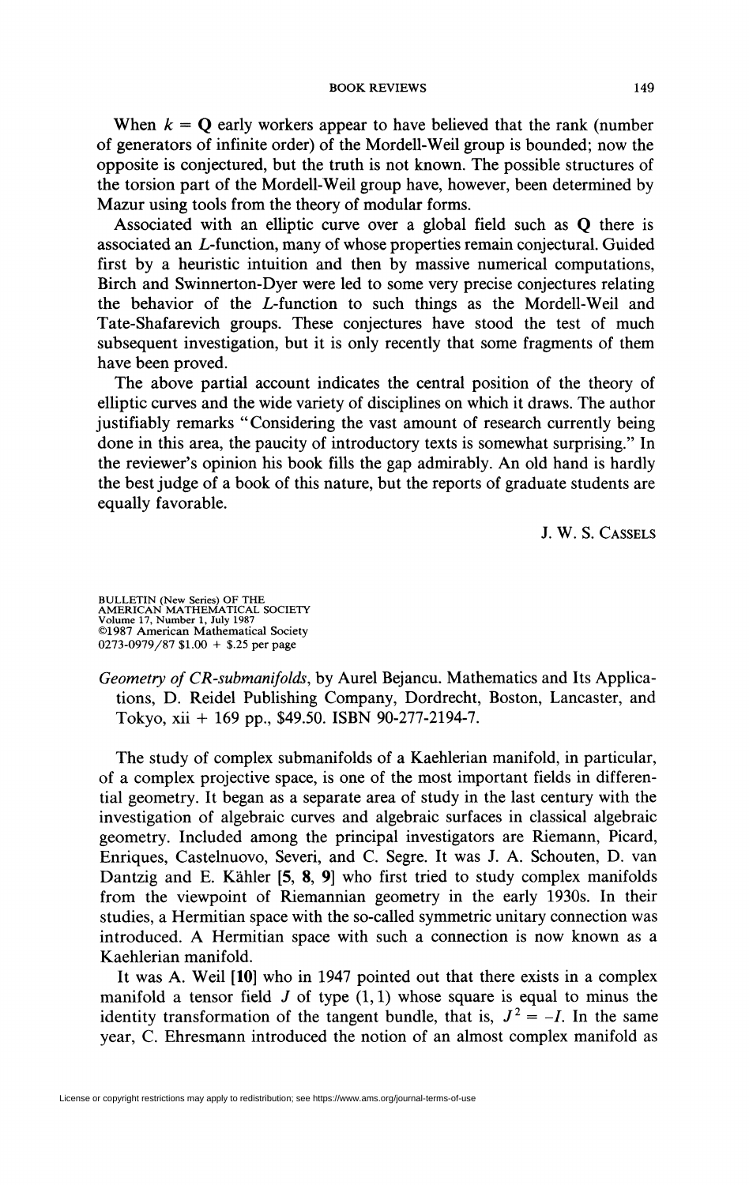When $k = \mathbf{Q}$ early workers appear to have believed that the rank (number of generators of infinite order) of the Mordell-Weil group is bounded; now the opposite is conjectured, but the truth is not known. The possible structures of the torsion part of the Mordell-Weil group have, however, been determined by Mazur using tools from the theory of modular forms.

Associated with an elliptic curve over a global field such as $\mathbf{Q}$ there is associated an $L$-function, many of whose properties remain conjectural. Guided first by a heuristic intuition and then by massive numerical computations, Birch and Swinnerton-Dyer were led to some very precise conjectures relating the behavior of the $L$-function to such things as the Mordell-Weil and Tate-Shafarevich groups. These conjectures have stood the test of much subsequent investigation, but it is only recently that some fragments of them have been proved.

The above partial account indicates the central position of the theory of elliptic curves and the wide variety of disciplines on which it draws. The author justifiably remarks "Considering the vast amount of research currently being done in this area, the paucity of introductory texts is somewhat surprising." In the reviewer's opinion his book fills the gap admirably. An old hand is hardly the best judge of a book of this nature, but the reports of graduate students are equally favorable.

J. W. S. CASSELS

BULLETIN (New Series) OF THE AMERICAN MATHEMATICAL SOCIETY
Volume 17, Number 1, July 1987
©1987 American Mathematical Society
0273-0979/87 \$1.00 + \$.25 per page

*Geometry of CR-submanifolds*, by Aurel Bejancu. Mathematics and Its Applications, D. Reidel Publishing Company, Dordrecht, Boston, Lancaster, and Tokyo, xii + 169 pp., \$49.50. ISBN 90-277-2194-7.

The study of complex submanifolds of a Kaehlerian manifold, in particular, of a complex projective space, is one of the most important fields in differential geometry. It began as a separate area of study in the last century with the investigation of algebraic curves and algebraic surfaces in classical algebraic geometry. Included among the principal investigators are Riemann, Picard, Enriques, Castelnuovo, Severi, and C. Segre. It was J. A. Schouten, D. van Dantzig and E. Kähler **[5, 8, 9]** who first tried to study complex manifolds from the viewpoint of Riemannian geometry in the early 1930s. In their studies, a Hermitian space with the so-called symmetric unitary connection was introduced. A Hermitian space with such a connection is now known as a Kaehlerian manifold.

It was A. Weil **[10]** who in 1947 pointed out that there exists in a complex manifold a tensor field $J$ of type $(1, 1)$ whose square is equal to minus the identity transformation of the tangent bundle, that is, $J^2 = -I$. In the same year, C. Ehresmann introduced the notion of an almost complex manifold as